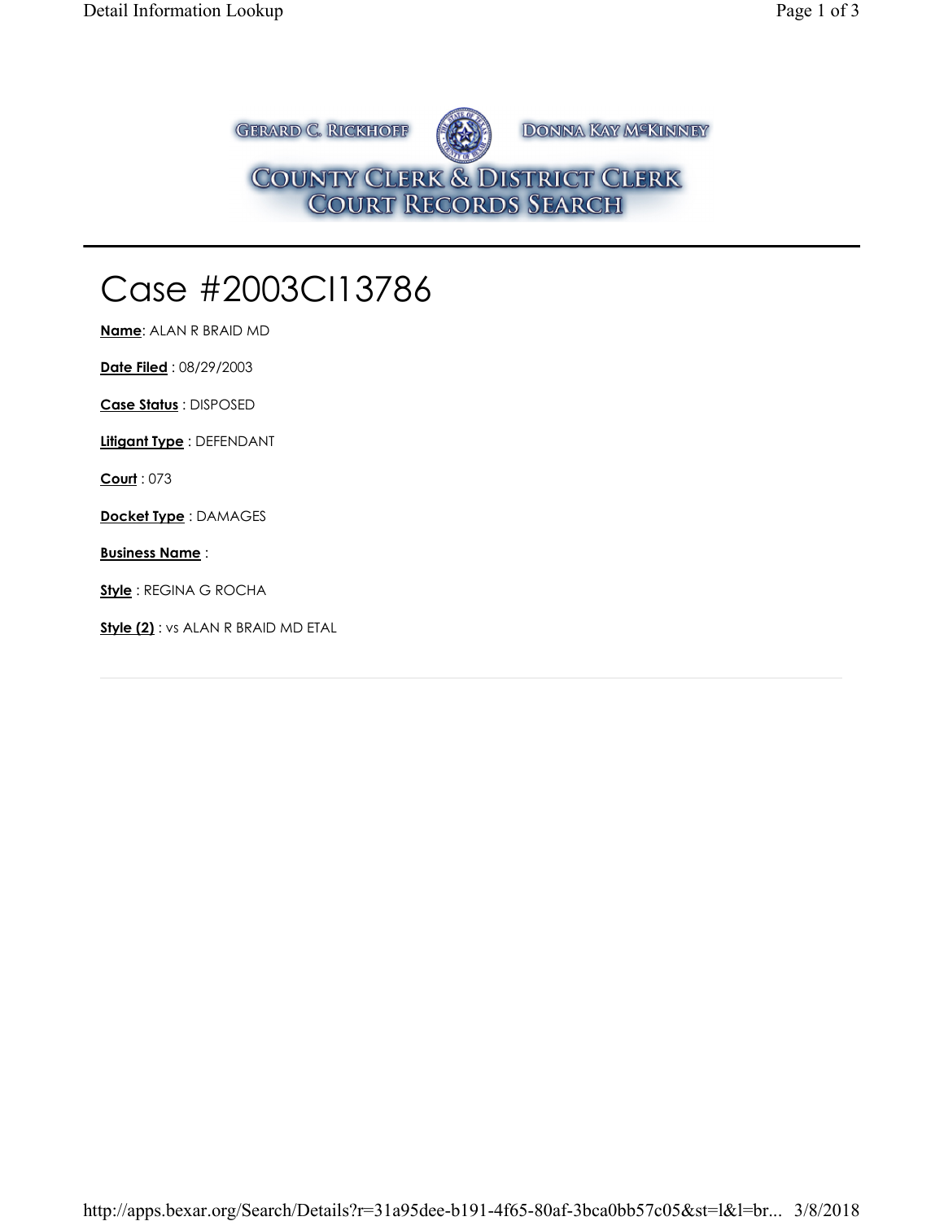GERARD C. RICKHOFF DONNA KAY MCKINNEY

COUNTY CLERK & DISTRICT CLERK
COURT RECORDS SEARCH

# Case #2003CI13786

**Name**: ALAN R BRAID MD

**Date Filed** : 08/29/2003

**Case Status** : DISPOSED

**Litigant Type** : DEFENDANT

**Court** : 073

**Docket Type** : DAMAGES

**Business Name** :

**Style** : REGINA G ROCHA

**Style (2)** : vs ALAN R BRAID MD ETAL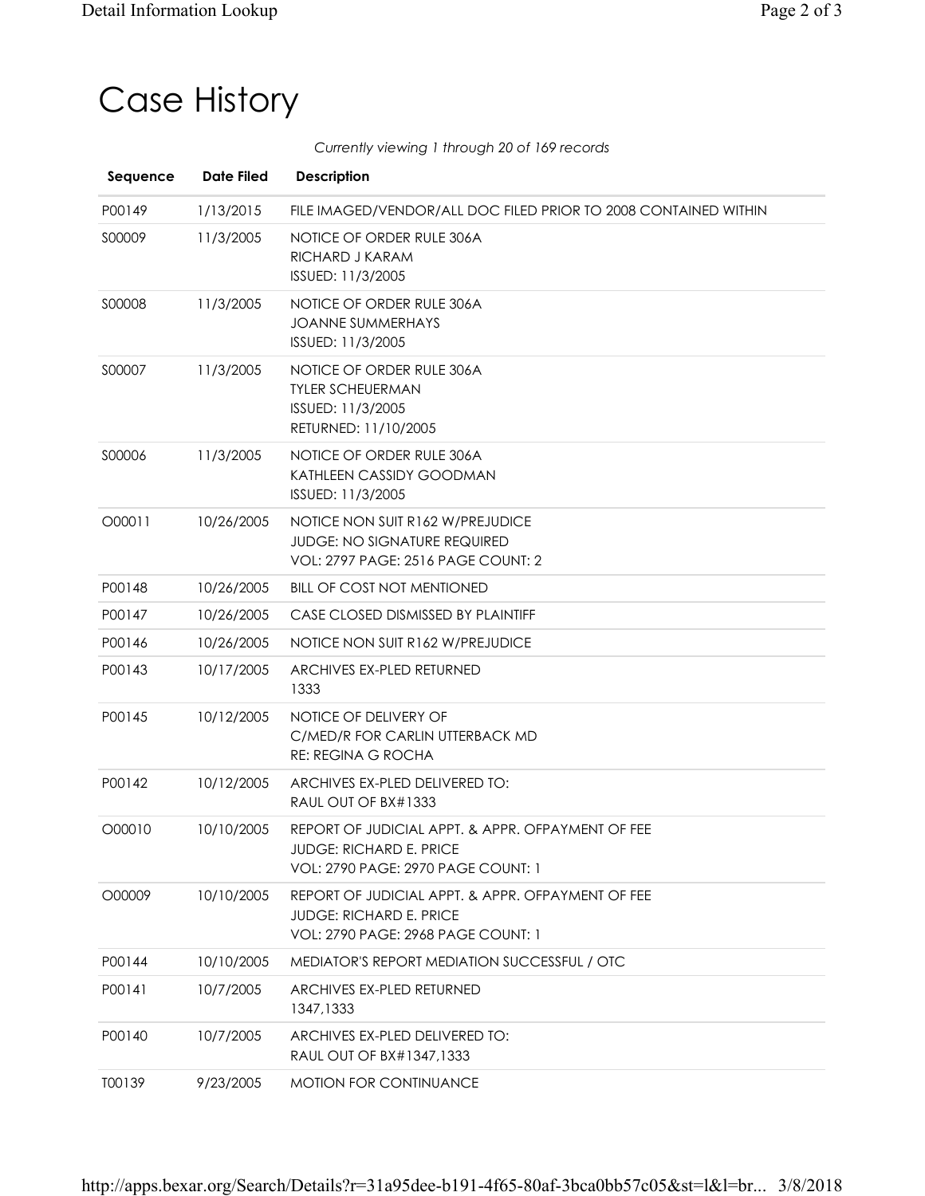# Case History

*Currently viewing 1 through 20 of 169 records*

| Sequence | Date Filed | Description |
|---|---|---|
| P00149 | 1/13/2015 | FILE IMAGED/VENDOR/ALL DOC FILED PRIOR TO 2008 CONTAINED WITHIN |
| S00009 | 11/3/2005 | NOTICE OF ORDER RULE 306A<br>RICHARD J KARAM<br>ISSUED: 11/3/2005 |
| S00008 | 11/3/2005 | NOTICE OF ORDER RULE 306A<br>JOANNE SUMMERHAYS<br>ISSUED: 11/3/2005 |
| S00007 | 11/3/2005 | NOTICE OF ORDER RULE 306A<br>TYLER SCHEUERMAN<br>ISSUED: 11/3/2005<br>RETURNED: 11/10/2005 |
| S00006 | 11/3/2005 | NOTICE OF ORDER RULE 306A<br>KATHLEEN CASSIDY GOODMAN<br>ISSUED: 11/3/2005 |
| O00011 | 10/26/2005 | NOTICE NON SUIT R162 W/PREJUDICE<br>JUDGE: NO SIGNATURE REQUIRED<br>VOL: 2797 PAGE: 2516 PAGE COUNT: 2 |
| P00148 | 10/26/2005 | BILL OF COST NOT MENTIONED |
| P00147 | 10/26/2005 | CASE CLOSED DISMISSED BY PLAINTIFF |
| P00146 | 10/26/2005 | NOTICE NON SUIT R162 W/PREJUDICE |
| P00143 | 10/17/2005 | ARCHIVES EX-PLED RETURNED<br>1333 |
| P00145 | 10/12/2005 | NOTICE OF DELIVERY OF<br>C/MED/R FOR CARLIN UTTERBACK MD<br>RE: REGINA G ROCHA |
| P00142 | 10/12/2005 | ARCHIVES EX-PLED DELIVERED TO:<br>RAUL OUT OF BX#1333 |
| O00010 | 10/10/2005 | REPORT OF JUDICIAL APPT. & APPR. OFPAYMENT OF FEE<br>JUDGE: RICHARD E. PRICE<br>VOL: 2790 PAGE: 2970 PAGE COUNT: 1 |
| O00009 | 10/10/2005 | REPORT OF JUDICIAL APPT. & APPR. OFPAYMENT OF FEE<br>JUDGE: RICHARD E. PRICE<br>VOL: 2790 PAGE: 2968 PAGE COUNT: 1 |
| P00144 | 10/10/2005 | MEDIATOR'S REPORT MEDIATION SUCCESSFUL / OTC |
| P00141 | 10/7/2005 | ARCHIVES EX-PLED RETURNED<br>1347,1333 |
| P00140 | 10/7/2005 | ARCHIVES EX-PLED DELIVERED TO:<br>RAUL OUT OF BX#1347,1333 |
| T00139 | 9/23/2005 | MOTION FOR CONTINUANCE |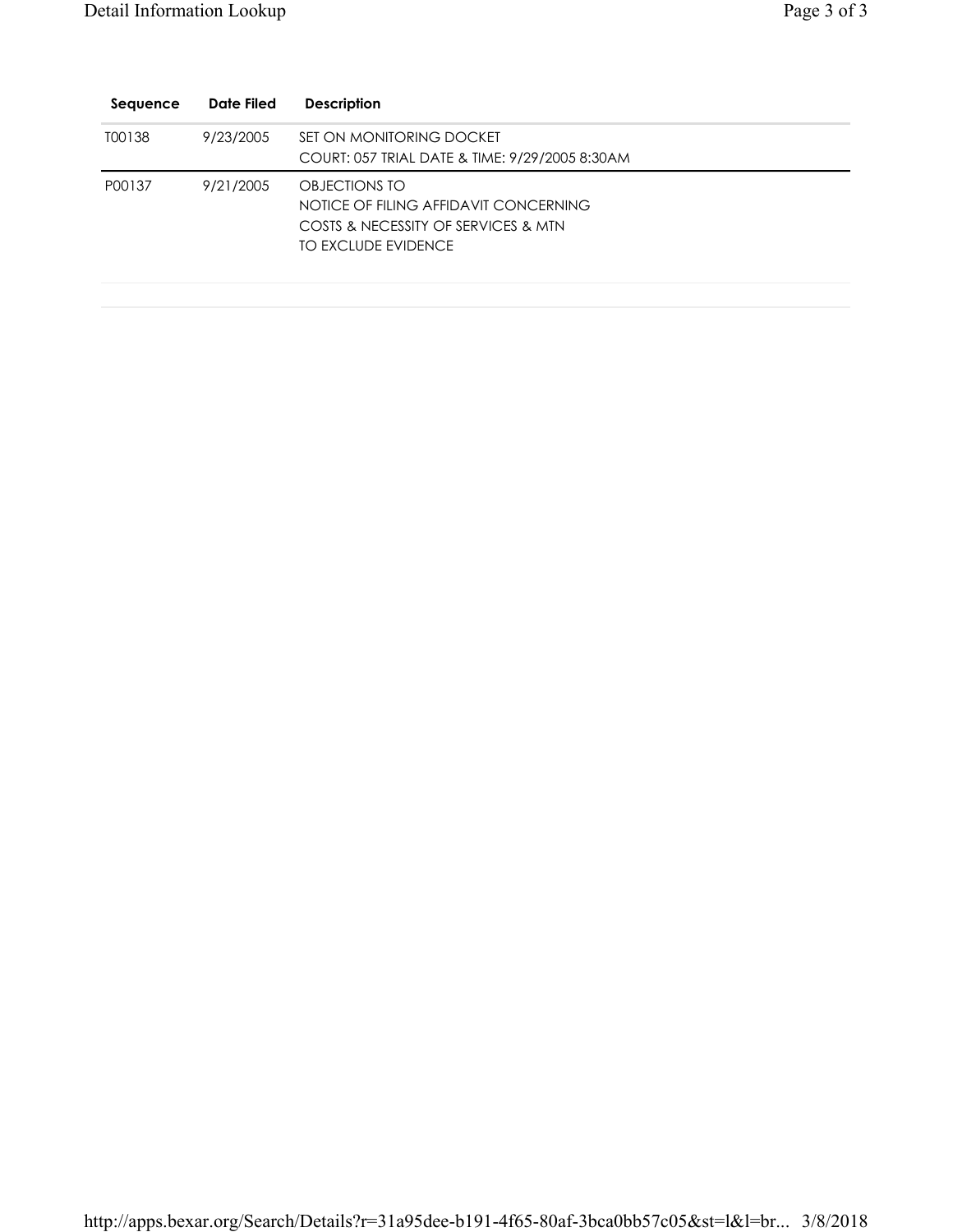| Sequence | Date Filed | Description |
|---|---|---|
| T00138 | 9/23/2005 | SET ON MONITORING DOCKET<br>COURT: 057 TRIAL DATE & TIME: 9/29/2005 8:30AM |
| P00137 | 9/21/2005 | OBJECTIONS TO<br>NOTICE OF FILING AFFIDAVIT CONCERNING<br>COSTS & NECESSITY OF SERVICES & MTN<br>TO EXCLUDE EVIDENCE |